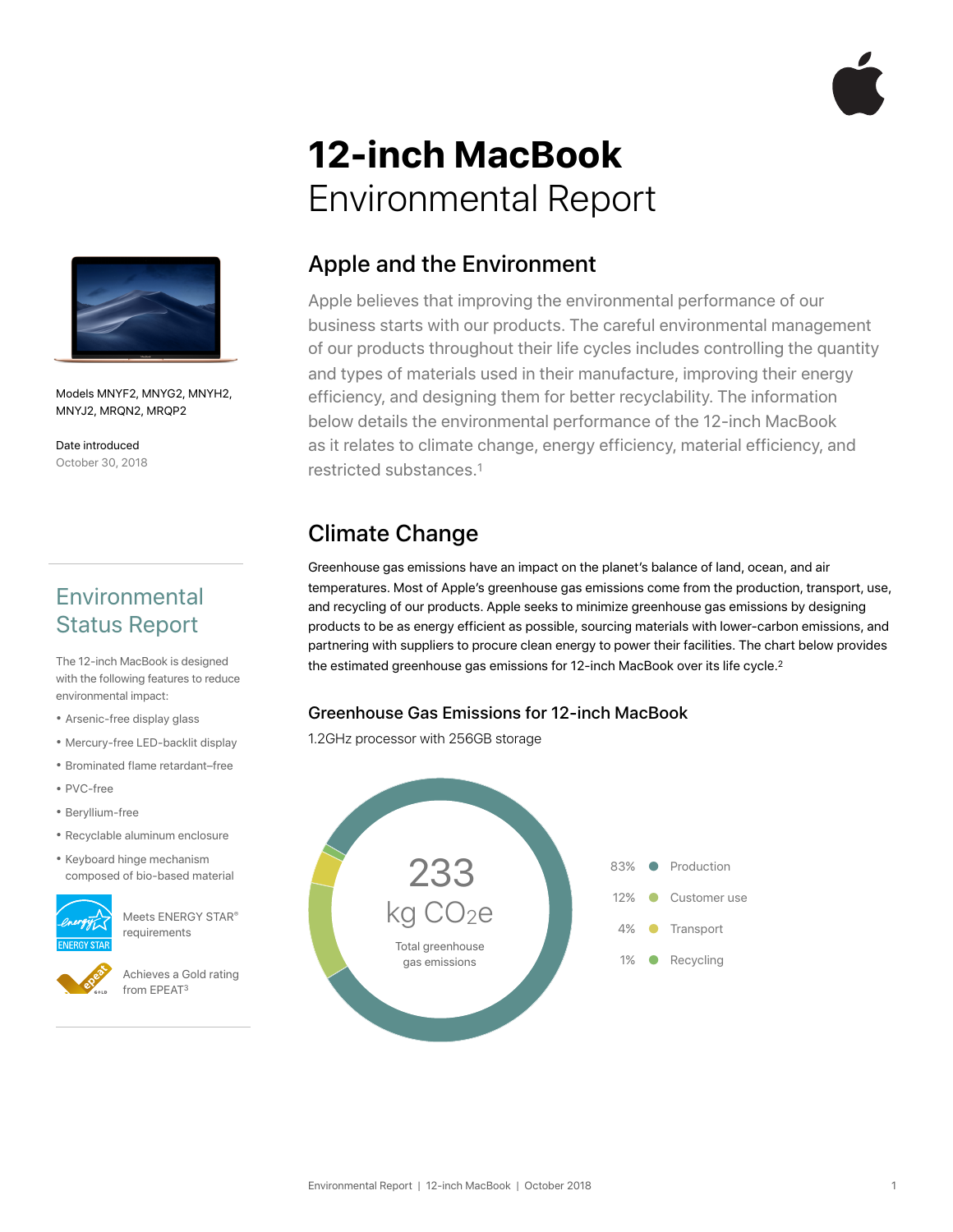# 12-inch MacBook Environmental Report

Models MNYF2, MNYG2, MNYH2, MNYJ2, MRQN2, MRQP2

Date introduced
October 30, 2018

## Apple and the Environment

Apple believes that improving the environmental performance of our business starts with our products. The careful environmental management of our products throughout their life cycles includes controlling the quantity and types of materials used in their manufacture, improving their energy efficiency, and designing them for better recyclability. The information below details the environmental performance of the 12-inch MacBook as it relates to climate change, energy efficiency, material efficiency, and restricted substances.[1]

## Environmental Status Report

The 12-inch MacBook is designed with the following features to reduce environmental impact:

- Arsenic-free display glass
- Mercury-free LED-backlit display
- Brominated flame retardant–free
- PVC-free
- Beryllium-free
- Recyclable aluminum enclosure
- Keyboard hinge mechanism composed of bio-based material

Meets ENERGY STAR® requirements

Achieves a Gold rating from EPEAT[3]

## Climate Change

Greenhouse gas emissions have an impact on the planet's balance of land, ocean, and air temperatures. Most of Apple's greenhouse gas emissions come from the production, transport, use, and recycling of our products. Apple seeks to minimize greenhouse gas emissions by designing products to be as energy efficient as possible, sourcing materials with lower-carbon emissions, and partnering with suppliers to procure clean energy to power their facilities. The chart below provides the estimated greenhouse gas emissions for 12-inch MacBook over its life cycle.[2]

### Greenhouse Gas Emissions for 12-inch MacBook

1.2GHz processor with 256GB storage

233 kg $CO_2e$
Total greenhouse gas emissions

| Share | Phase |
|---|---|
| 83% | Production |
| 12% | Customer use |
| 4% | Transport |
| 1% | Recycling |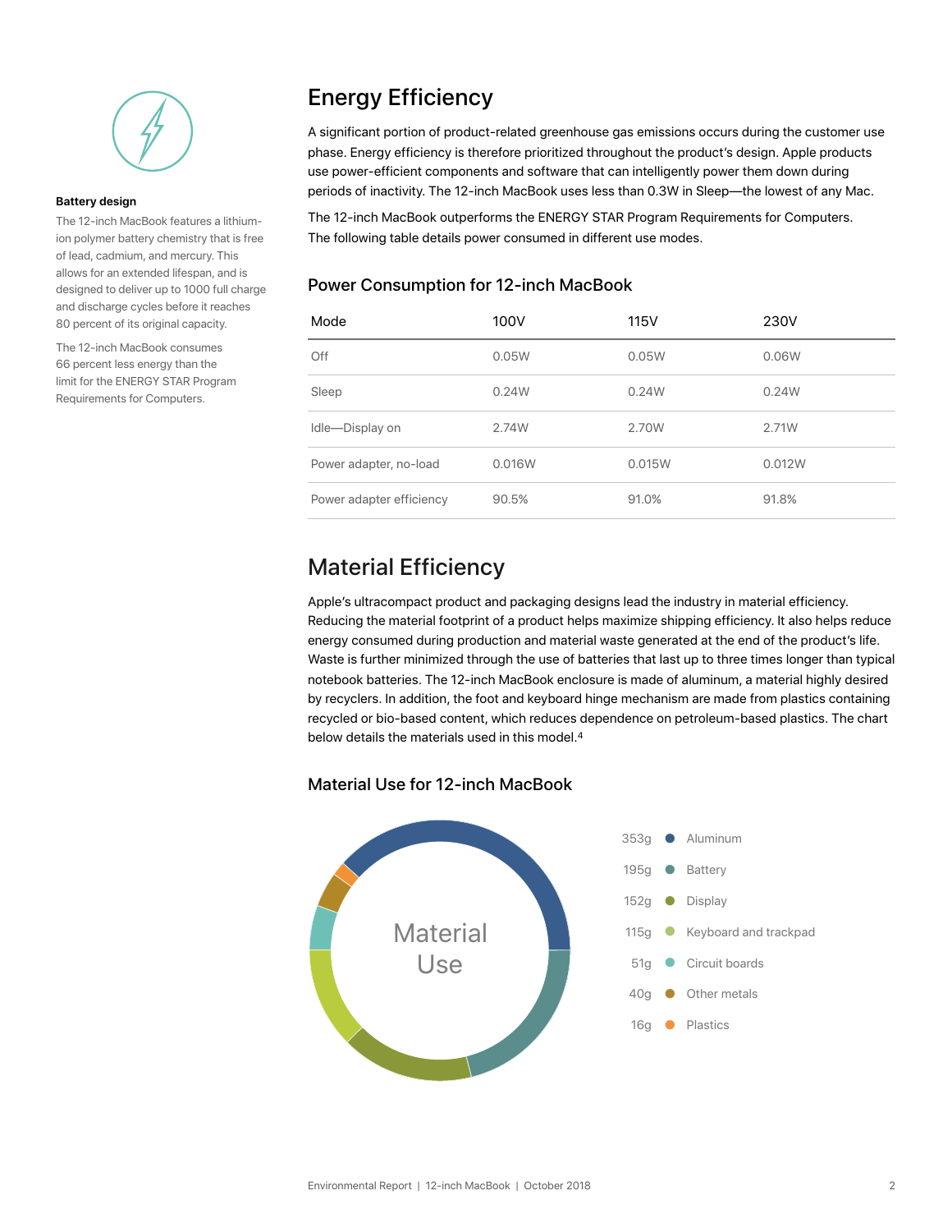**Battery design**

The 12-inch MacBook features a lithium-ion polymer battery chemistry that is free of lead, cadmium, and mercury. This allows for an extended lifespan, and is designed to deliver up to 1000 full charge and discharge cycles before it reaches 80 percent of its original capacity.

The 12-inch MacBook consumes 66 percent less energy than the limit for the ENERGY STAR Program Requirements for Computers.

## Energy Efficiency

A significant portion of product-related greenhouse gas emissions occurs during the customer use phase. Energy efficiency is therefore prioritized throughout the product's design. Apple products use power-efficient components and software that can intelligently power them down during periods of inactivity. The 12-inch MacBook uses less than 0.3W in Sleep—the lowest of any Mac.

The 12-inch MacBook outperforms the ENERGY STAR Program Requirements for Computers. The following table details power consumed in different use modes.

### Power Consumption for 12-inch MacBook

| Mode | 100V | 115V | 230V |
|---|---|---|---|
| Off | 0.05W | 0.05W | 0.06W |
| Sleep | 0.24W | 0.24W | 0.24W |
| Idle—Display on | 2.74W | 2.70W | 2.71W |
| Power adapter, no-load | 0.016W | 0.015W | 0.012W |
| Power adapter efficiency | 90.5% | 91.0% | 91.8% |

## Material Efficiency

Apple's ultracompact product and packaging designs lead the industry in material efficiency. Reducing the material footprint of a product helps maximize shipping efficiency. It also helps reduce energy consumed during production and material waste generated at the end of the product's life. Waste is further minimized through the use of batteries that last up to three times longer than typical notebook batteries. The 12-inch MacBook enclosure is made of aluminum, a material highly desired by recyclers. In addition, the foot and keyboard hinge mechanism are made from plastics containing recycled or bio-based content, which reduces dependence on petroleum-based plastics. The chart below details the materials used in this model.[4]

### Material Use for 12-inch MacBook

Material Use

| Weight | Material |
|---|---|
| 353g | Aluminum |
| 195g | Battery |
| 152g | Display |
| 115g | Keyboard and trackpad |
| 51g | Circuit boards |
| 40g | Other metals |
| 16g | Plastics |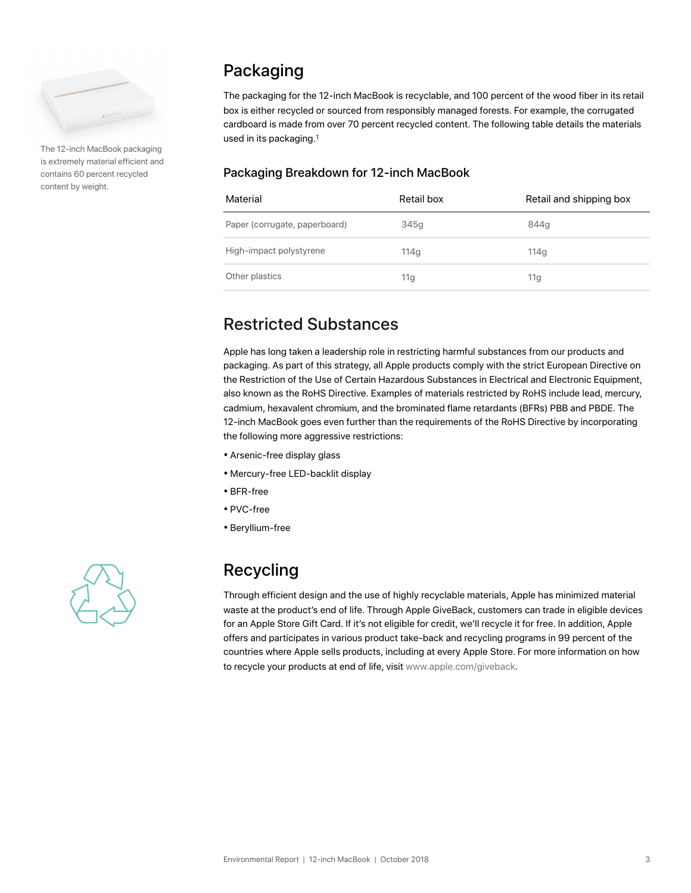The 12-inch MacBook packaging is extremely material efficient and contains 60 percent recycled content by weight.

## Packaging

The packaging for the 12-inch MacBook is recyclable, and 100 percent of the wood fiber in its retail box is either recycled or sourced from responsibly managed forests. For example, the corrugated cardboard is made from over 70 percent recycled content. The following table details the materials used in its packaging.[1]

### Packaging Breakdown for 12-inch MacBook

| Material | Retail box | Retail and shipping box |
| --- | --- | --- |
| Paper (corrugate, paperboard) | 345g | 844g |
| High-impact polystyrene | 114g | 114g |
| Other plastics | 11g | 11g |

## Restricted Substances

Apple has long taken a leadership role in restricting harmful substances from our products and packaging. As part of this strategy, all Apple products comply with the strict European Directive on the Restriction of the Use of Certain Hazardous Substances in Electrical and Electronic Equipment, also known as the RoHS Directive. Examples of materials restricted by RoHS include lead, mercury, cadmium, hexavalent chromium, and the brominated flame retardants (BFRs) PBB and PBDE. The 12-inch MacBook goes even further than the requirements of the RoHS Directive by incorporating the following more aggressive restrictions:

- Arsenic-free display glass
- Mercury-free LED-backlit display
- BFR-free
- PVC-free
- Beryllium-free

## Recycling

Through efficient design and the use of highly recyclable materials, Apple has minimized material waste at the product's end of life. Through Apple GiveBack, customers can trade in eligible devices for an Apple Store Gift Card. If it's not eligible for credit, we'll recycle it for free. In addition, Apple offers and participates in various product take-back and recycling programs in 99 percent of the countries where Apple sells products, including at every Apple Store. For more information on how to recycle your products at end of life, visit www.apple.com/giveback.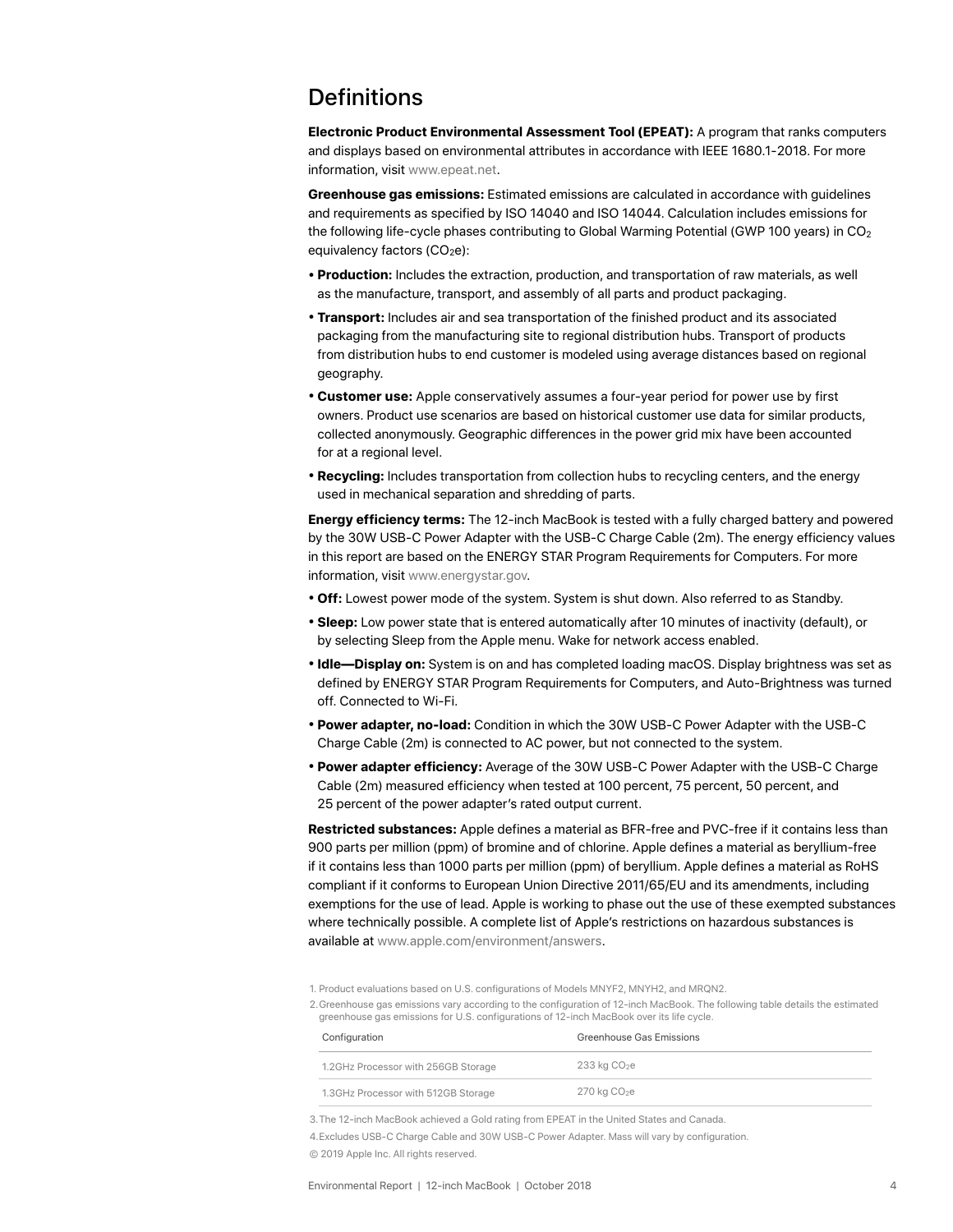# Definitions

**Electronic Product Environmental Assessment Tool (EPEAT):** A program that ranks computers and displays based on environmental attributes in accordance with IEEE 1680.1-2018. For more information, visit www.epeat.net.

**Greenhouse gas emissions:** Estimated emissions are calculated in accordance with guidelines and requirements as specified by ISO 14040 and ISO 14044. Calculation includes emissions for the following life-cycle phases contributing to Global Warming Potential (GWP 100 years) in $CO_2$ equivalency factors ($CO_2e$):

- **Production:** Includes the extraction, production, and transportation of raw materials, as well as the manufacture, transport, and assembly of all parts and product packaging.
- **Transport:** Includes air and sea transportation of the finished product and its associated packaging from the manufacturing site to regional distribution hubs. Transport of products from distribution hubs to end customer is modeled using average distances based on regional geography.
- **Customer use:** Apple conservatively assumes a four-year period for power use by first owners. Product use scenarios are based on historical customer use data for similar products, collected anonymously. Geographic differences in the power grid mix have been accounted for at a regional level.
- **Recycling:** Includes transportation from collection hubs to recycling centers, and the energy used in mechanical separation and shredding of parts.

**Energy efficiency terms:** The 12-inch MacBook is tested with a fully charged battery and powered by the 30W USB-C Power Adapter with the USB-C Charge Cable (2m). The energy efficiency values in this report are based on the ENERGY STAR Program Requirements for Computers. For more information, visit www.energystar.gov.

- **Off:** Lowest power mode of the system. System is shut down. Also referred to as Standby.
- **Sleep:** Low power state that is entered automatically after 10 minutes of inactivity (default), or by selecting Sleep from the Apple menu. Wake for network access enabled.
- **Idle—Display on:** System is on and has completed loading macOS. Display brightness was set as defined by ENERGY STAR Program Requirements for Computers, and Auto-Brightness was turned off. Connected to Wi-Fi.
- **Power adapter, no-load:** Condition in which the 30W USB-C Power Adapter with the USB-C Charge Cable (2m) is connected to AC power, but not connected to the system.
- **Power adapter efficiency:** Average of the 30W USB-C Power Adapter with the USB-C Charge Cable (2m) measured efficiency when tested at 100 percent, 75 percent, 50 percent, and 25 percent of the power adapter's rated output current.

**Restricted substances:** Apple defines a material as BFR-free and PVC-free if it contains less than 900 parts per million (ppm) of bromine and of chlorine. Apple defines a material as beryllium-free if it contains less than 1000 parts per million (ppm) of beryllium. Apple defines a material as RoHS compliant if it conforms to European Union Directive 2011/65/EU and its amendments, including exemptions for the use of lead. Apple is working to phase out the use of these exempted substances where technically possible. A complete list of Apple's restrictions on hazardous substances is available at www.apple.com/environment/answers.

1. Product evaluations based on U.S. configurations of Models MNYF2, MNYH2, and MRQN2.
2. Greenhouse gas emissions vary according to the configuration of 12-inch MacBook. The following table details the estimated greenhouse gas emissions for U.S. configurations of 12-inch MacBook over its life cycle.

| Configuration | Greenhouse Gas Emissions |
|---|---|
| 1.2GHz Processor with 256GB Storage | 233 kg $CO_2e$ |
| 1.3GHz Processor with 512GB Storage | 270 kg $CO_2e$ |

3. The 12-inch MacBook achieved a Gold rating from EPEAT in the United States and Canada.
4. Excludes USB-C Charge Cable and 30W USB-C Power Adapter. Mass will vary by configuration.

© 2019 Apple Inc. All rights reserved.